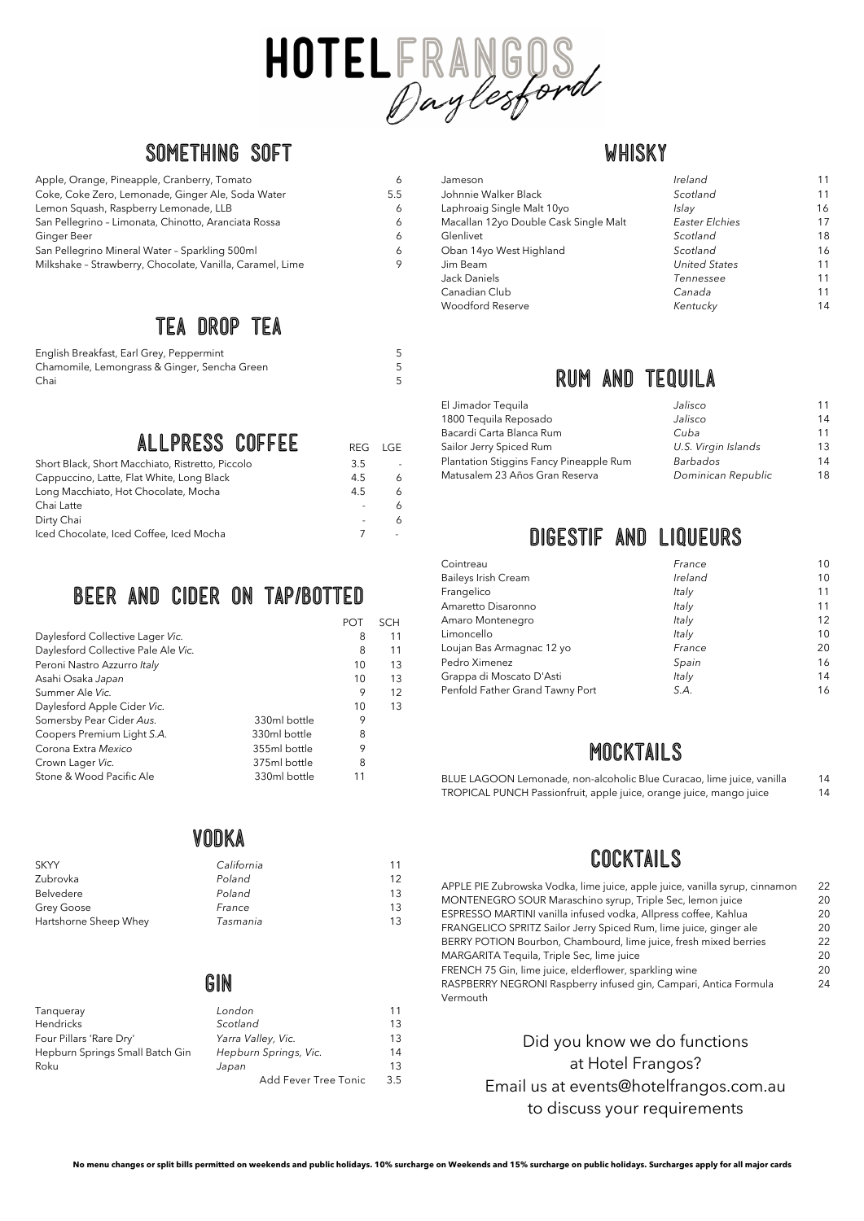# HOTEL FRANGOS *Daylesford*

## SOMETHING SOFT

| Item | Price |
| --- | --- |
| Apple, Orange, Pineapple, Cranberry, Tomato | 6 |
| Coke, Coke Zero, Lemonade, Ginger Ale, Soda Water | 5.5 |
| Lemon Squash, Raspberry Lemonade, LLB | 6 |
| San Pellegrino – Limonata, Chinotto, Aranciata Rossa | 6 |
| Ginger Beer | 6 |
| San Pellegrino Mineral Water – Sparkling 500ml | 6 |
| Milkshake – Strawberry, Chocolate, Vanilla, Caramel, Lime | 9 |

## TEA DROP TEA

| Item | Price |
| --- | --- |
| English Breakfast, Earl Grey, Peppermint | 5 |
| Chamomile, Lemongrass & Ginger, Sencha Green | 5 |
| Chai | 5 |

## ALLPRESS COFFEE

| Item | REG | LGE |
| --- | --- | --- |
| Short Black, Short Macchiato, Ristretto, Piccolo | 3.5 | - |
| Cappuccino, Latte, Flat White, Long Black | 4.5 | 6 |
| Long Macchiato, Hot Chocolate, Mocha | 4.5 | 6 |
| Chai Latte | - | 6 |
| Dirty Chai | - | 6 |
| Iced Chocolate, Iced Coffee, Iced Mocha | 7 | - |

## BEER AND CIDER ON TAP/BOTTED

| Item | | POT | SCH |
| --- | --- | --- | --- |
| Daylesford Collective Lager *Vic.* | | 8 | 11 |
| Daylesford Collective Pale Ale *Vic.* | | 8 | 11 |
| Peroni Nastro Azzurro *Italy* | | 10 | 13 |
| Asahi Osaka *Japan* | | 10 | 13 |
| Summer Ale *Vic.* | | 9 | 12 |
| Daylesford Apple Cider *Vic.* | | 10 | 13 |
| Somersby Pear Cider *Aus.* | 330ml bottle | 9 | |
| Coopers Premium Light *S.A.* | 330ml bottle | 8 | |
| Corona Extra *Mexico* | 355ml bottle | 9 | |
| Crown Lager *Vic.* | 375ml bottle | 8 | |
| Stone & Wood Pacific Ale | 330ml bottle | 11 | |

## VODKA

| Item | Origin | Price |
| --- | --- | --- |
| SKYY | *California* | 11 |
| Zubrovka | *Poland* | 12 |
| Belvedere | *Poland* | 13 |
| Grey Goose | *France* | 13 |
| Hartshorne Sheep Whey | *Tasmania* | 13 |

## GIN

| Item | Origin | Price |
| --- | --- | --- |
| Tanqueray | *London* | 11 |
| Hendricks | *Scotland* | 13 |
| Four Pillars 'Rare Dry' | *Yarra Valley, Vic.* | 13 |
| Hepburn Springs Small Batch Gin | *Hepburn Springs, Vic.* | 14 |
| Roku | *Japan* | 13 |
| | Add Fever Tree Tonic | 3.5 |

## WHISKY

| Item | Origin | Price |
| --- | --- | --- |
| Jameson | *Ireland* | 11 |
| Johnnie Walker Black | *Scotland* | 11 |
| Laphroaig Single Malt 10yo | *Islay* | 16 |
| Macallan 12yo Double Cask Single Malt | *Easter Elchies* | 17 |
| Glenlivet | *Scotland* | 18 |
| Oban 14yo West Highland | *Scotland* | 16 |
| Jim Beam | *United States* | 11 |
| Jack Daniels | *Tennessee* | 11 |
| Canadian Club | *Canada* | 11 |
| Woodford Reserve | *Kentucky* | 14 |

## RUM AND TEQUILA

| Item | Origin | Price |
| --- | --- | --- |
| El Jimador Tequila | *Jalisco* | 11 |
| 1800 Tequila Reposado | *Jalisco* | 14 |
| Bacardi Carta Blanca Rum | *Cuba* | 11 |
| Sailor Jerry Spiced Rum | *U.S. Virgin Islands* | 13 |
| Plantation Stiggins Fancy Pineapple Rum | *Barbados* | 14 |
| Matusalem 23 Años Gran Reserva | *Dominican Republic* | 18 |

## DIGESTIF AND LIQUEURS

| Item | Origin | Price |
| --- | --- | --- |
| Cointreau | *France* | 10 |
| Baileys Irish Cream | *Ireland* | 10 |
| Frangelico | *Italy* | 11 |
| Amaretto Disaronno | *Italy* | 11 |
| Amaro Montenegro | *Italy* | 12 |
| Limoncello | *Italy* | 10 |
| Loujan Bas Armagnac 12 yo | *France* | 20 |
| Pedro Ximenez | *Spain* | 16 |
| Grappa di Moscato D'Asti | *Italy* | 14 |
| Penfold Father Grand Tawny Port | *S.A.* | 16 |

## MOCKTAILS

| Item | Price |
| --- | --- |
| BLUE LAGOON Lemonade, non-alcoholic Blue Curacao, lime juice, vanilla | 14 |
| TROPICAL PUNCH Passionfruit, apple juice, orange juice, mango juice | 14 |

## COCKTAILS

| Item | Price |
| --- | --- |
| APPLE PIE Zubrowska Vodka, lime juice, apple juice, vanilla syrup, cinnamon | 22 |
| MONTENEGRO SOUR Maraschino syrup, Triple Sec, lemon juice | 20 |
| ESPRESSO MARTINI vanilla infused vodka, Allpress coffee, Kahlua | 20 |
| FRANGELICO SPRITZ Sailor Jerry Spiced Rum, lime juice, ginger ale | 20 |
| BERRY POTION Bourbon, Chambourd, lime juice, fresh mixed berries | 22 |
| MARGARITA Tequila, Triple Sec, lime juice | 20 |
| FRENCH 75 Gin, lime juice, elderflower, sparkling wine | 20 |
| RASPBERRY NEGRONI Raspberry infused gin, Campari, Antica Formula Vermouth | 24 |

Did you know we do functions at Hotel Frangos?
Email us at events@hotelfrangos.com.au to discuss your requirements

**No menu changes or split bills permitted on weekends and public holidays. 10% surcharge on Weekends and 15% surcharge on public holidays. Surcharges apply for all major cards**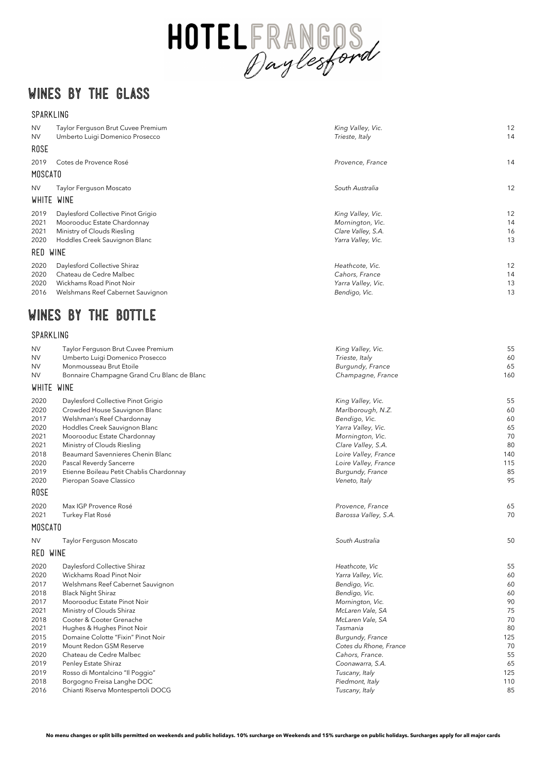# HOTEL FRANGOS Daylesford

## WINES BY THE GLASS

### SPARKLING

| | | | |
|---|---|---|---|
| NV | Taylor Ferguson Brut Cuvee Premium | *King Valley, Vic.* | 12 |
| NV | Umberto Luigi Domenico Prosecco | *Trieste, Italy* | 14 |

### ROSE

| | | | |
|---|---|---|---|
| 2019 | Cotes de Provence Rosé | *Provence, France* | 14 |

### MOSCATO

| | | | |
|---|---|---|---|
| NV | Taylor Ferguson Moscato | *South Australia* | 12 |

### WHITE WINE

| | | | |
|---|---|---|---|
| 2019 | Daylesford Collective Pinot Grigio | *King Valley, Vic.* | 12 |
| 2021 | Moorooduc Estate Chardonnay | *Mornington, Vic.* | 14 |
| 2021 | Ministry of Clouds Riesling | *Clare Valley, S.A.* | 16 |
| 2020 | Hoddles Creek Sauvignon Blanc | *Yarra Valley, Vic.* | 13 |

### RED WINE

| | | | |
|---|---|---|---|
| 2020 | Daylesford Collective Shiraz | *Heathcote, Vic.* | 12 |
| 2020 | Chateau de Cedre Malbec | *Cahors, France* | 14 |
| 2020 | Wickhams Road Pinot Noir | *Yarra Valley, Vic.* | 13 |
| 2016 | Welshmans Reef Cabernet Sauvignon | *Bendigo, Vic.* | 13 |

## WINES BY THE BOTTLE

### SPARKLING

| | | | |
|---|---|---|---|
| NV | Taylor Ferguson Brut Cuvee Premium | *King Valley, Vic.* | 55 |
| NV | Umberto Luigi Domenico Prosecco | *Trieste, Italy* | 60 |
| NV | Monmousseau Brut Etoile | *Burgundy, France* | 65 |
| NV | Bonnaire Champagne Grand Cru Blanc de Blanc | *Champagne, France* | 160 |

### WHITE WINE

| | | | |
|---|---|---|---|
| 2020 | Daylesford Collective Pinot Grigio | *King Valley, Vic.* | 55 |
| 2020 | Crowded House Sauvignon Blanc | *Marlborough, N.Z.* | 60 |
| 2017 | Welshman's Reef Chardonnay | *Bendigo, Vic.* | 60 |
| 2020 | Hoddles Creek Sauvignon Blanc | *Yarra Valley, Vic.* | 65 |
| 2021 | Moorooduc Estate Chardonnay | *Mornington, Vic.* | 70 |
| 2021 | Ministry of Clouds Riesling | *Clare Valley, S.A.* | 80 |
| 2018 | Beaumard Savennieres Chenin Blanc | *Loire Valley, France* | 140 |
| 2020 | Pascal Reverdy Sancerre | *Loire Valley, France* | 115 |
| 2019 | Etienne Boileau Petit Chablis Chardonnay | *Burgundy, France* | 85 |
| 2020 | Pieropan Soave Classico | *Veneto, Italy* | 95 |

### ROSE

| | | | |
|---|---|---|---|
| 2020 | Max IGP Provence Rosé | *Provence, France* | 65 |
| 2021 | Turkey Flat Rosé | *Barossa Valley, S.A.* | 70 |

### MOSCATO

| | | | |
|---|---|---|---|
| NV | Taylor Ferguson Moscato | *South Australia* | 50 |

### RED WINE

| | | | |
|---|---|---|---|
| 2020 | Daylesford Collective Shiraz | *Heathcote, Vic* | 55 |
| 2020 | Wickhams Road Pinot Noir | *Yarra Valley, Vic.* | 60 |
| 2017 | Welshmans Reef Cabernet Sauvignon | *Bendigo, Vic.* | 60 |
| 2018 | Black Night Shiraz | *Bendigo, Vic.* | 60 |
| 2017 | Moorooduc Estate Pinot Noir | *Mornington, Vic.* | 90 |
| 2021 | Ministry of Clouds Shiraz | *McLaren Vale, SA* | 75 |
| 2018 | Cooter & Cooter Grenache | *McLaren Vale, SA* | 70 |
| 2021 | Hughes & Hughes Pinot Noir | *Tasmania* | 80 |
| 2015 | Domaine Colotte "Fixin" Pinot Noir | *Burgundy, France* | 125 |
| 2019 | Mount Redon GSM Reserve | *Cotes du Rhone, France* | 70 |
| 2020 | Chateau de Cedre Malbec | *Cahors, France.* | 55 |
| 2019 | Penley Estate Shiraz | *Coonawarra, S.A.* | 65 |
| 2019 | Rosso di Montalcino "Il Poggio" | *Tuscany, Italy* | 125 |
| 2018 | Borgogno Freisa Langhe DOC | *Piedmont, Italy* | 110 |
| 2016 | Chianti Riserva Montespertoli DOCG | *Tuscany, Italy* | 85 |

**No menu changes or split bills permitted on weekends and public holidays. 10% surcharge on Weekends and 15% surcharge on public holidays. Surcharges apply for all major cards**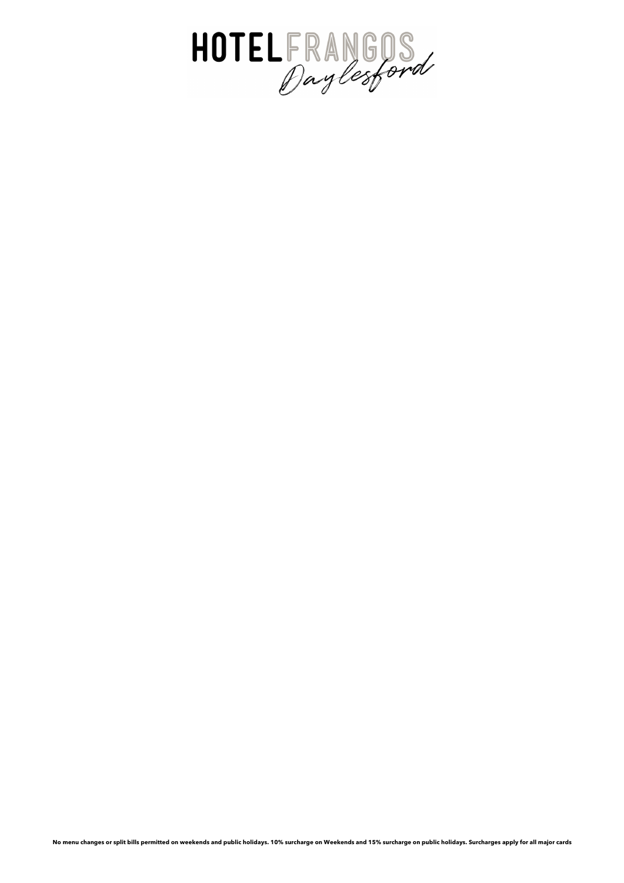# HOTEL FRANGOS Daylesford

**No menu changes or split bills permitted on weekends and public holidays. 10% surcharge on Weekends and 15% surcharge on public holidays. Surcharges apply for all major cards**